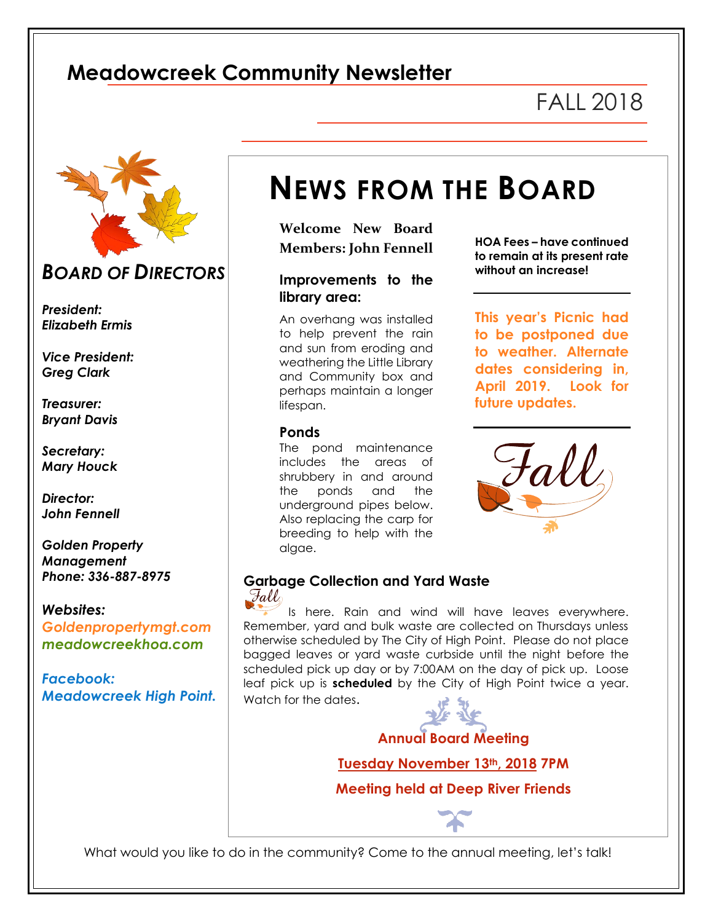# Meadowcreek Community Newsletter

FALL 2018

## *BOARD OF DIRECTORS*

***President:***
***Elizabeth Ermis***

***Vice President:***
***Greg Clark***

***Treasurer:***
***Bryant Davis***

***Secretary:***
***Mary Houck***

***Director:***
***John Fennell***

***Golden Property Management***
***Phone: 336-887-8975***

***Websites:***
***Goldenpropertymgt.com***
***meadowcreekhoa.com***

***Facebook:***
***Meadowcreek High Point.***

# NEWS FROM THE BOARD

**Welcome New Board Members: John Fennell**

### Improvements to the library area:

An overhang was installed to help prevent the rain and sun from eroding and weathering the Little Library and Community box and perhaps maintain a longer lifespan.

### Ponds

The pond maintenance includes the areas of shrubbery in and around the ponds and the underground pipes below. Also replacing the carp for breeding to help with the algae.

**HOA Fees – have continued to remain at its present rate without an increase!**

**This year's Picnic had to be postponed due to weather. Alternate dates considering in, April 2019. Look for future updates.**

Fall

### Garbage Collection and Yard Waste

Fall Is here. Rain and wind will have leaves everywhere. Remember, yard and bulk waste are collected on Thursdays unless otherwise scheduled by The City of High Point. Please do not place bagged leaves or yard waste curbside until the night before the scheduled pick up day or by 7:00AM on the day of pick up. Loose leaf pick up is **scheduled** by the City of High Point twice a year. Watch for the dates.

**Annual Board Meeting**

**Tuesday November 13th, 2018 7PM**

**Meeting held at Deep River Friends**

What would you like to do in the community? Come to the annual meeting, let's talk!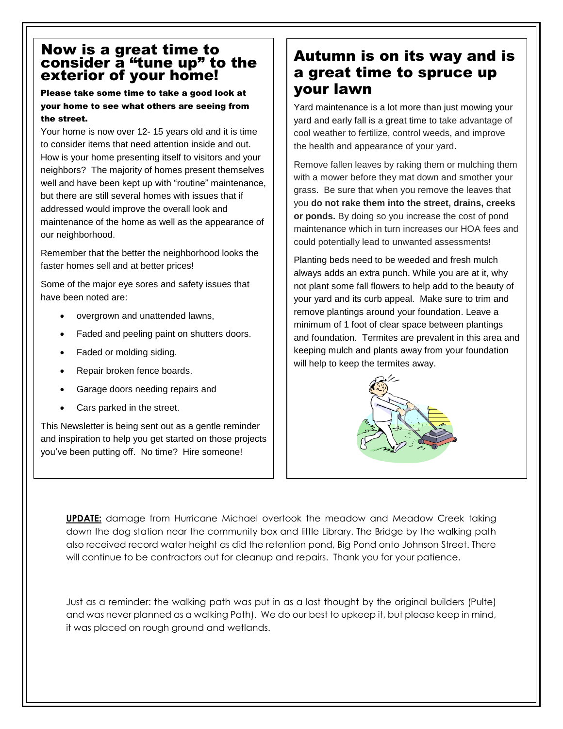## Now is a great time to consider a "tune up" to the exterior of your home!

**Please take some time to take a good look at your home to see what others are seeing from the street.**

Your home is now over 12- 15 years old and it is time to consider items that need attention inside and out. How is your home presenting itself to visitors and your neighbors? The majority of homes present themselves well and have been kept up with "routine" maintenance, but there are still several homes with issues that if addressed would improve the overall look and maintenance of the home as well as the appearance of our neighborhood.

Remember that the better the neighborhood looks the faster homes sell and at better prices!

Some of the major eye sores and safety issues that have been noted are:

- overgrown and unattended lawns,
- Faded and peeling paint on shutters doors.
- Faded or molding siding.
- Repair broken fence boards.
- Garage doors needing repairs and
- Cars parked in the street.

This Newsletter is being sent out as a gentle reminder and inspiration to help you get started on those projects you've been putting off. No time? Hire someone!

## Autumn is on its way and is a great time to spruce up your lawn

Yard maintenance is a lot more than just mowing your yard and early fall is a great time to take advantage of cool weather to fertilize, control weeds, and improve the health and appearance of your yard.

Remove fallen leaves by raking them or mulching them with a mower before they mat down and smother your grass. Be sure that when you remove the leaves that you **do not rake them into the street, drains, creeks or ponds.** By doing so you increase the cost of pond maintenance which in turn increases our HOA fees and could potentially lead to unwanted assessments!

Planting beds need to be weeded and fresh mulch always adds an extra punch. While you are at it, why not plant some fall flowers to help add to the beauty of your yard and its curb appeal. Make sure to trim and remove plantings around your foundation. Leave a minimum of 1 foot of clear space between plantings and foundation. Termites are prevalent in this area and keeping mulch and plants away from your foundation will help to keep the termites away.

**UPDATE:** damage from Hurricane Michael overtook the meadow and Meadow Creek taking down the dog station near the community box and little Library. The Bridge by the walking path also received record water height as did the retention pond, Big Pond onto Johnson Street. There will continue to be contractors out for cleanup and repairs. Thank you for your patience.

Just as a reminder: the walking path was put in as a last thought by the original builders (Pulte) and was never planned as a walking Path). We do our best to upkeep it, but please keep in mind, it was placed on rough ground and wetlands.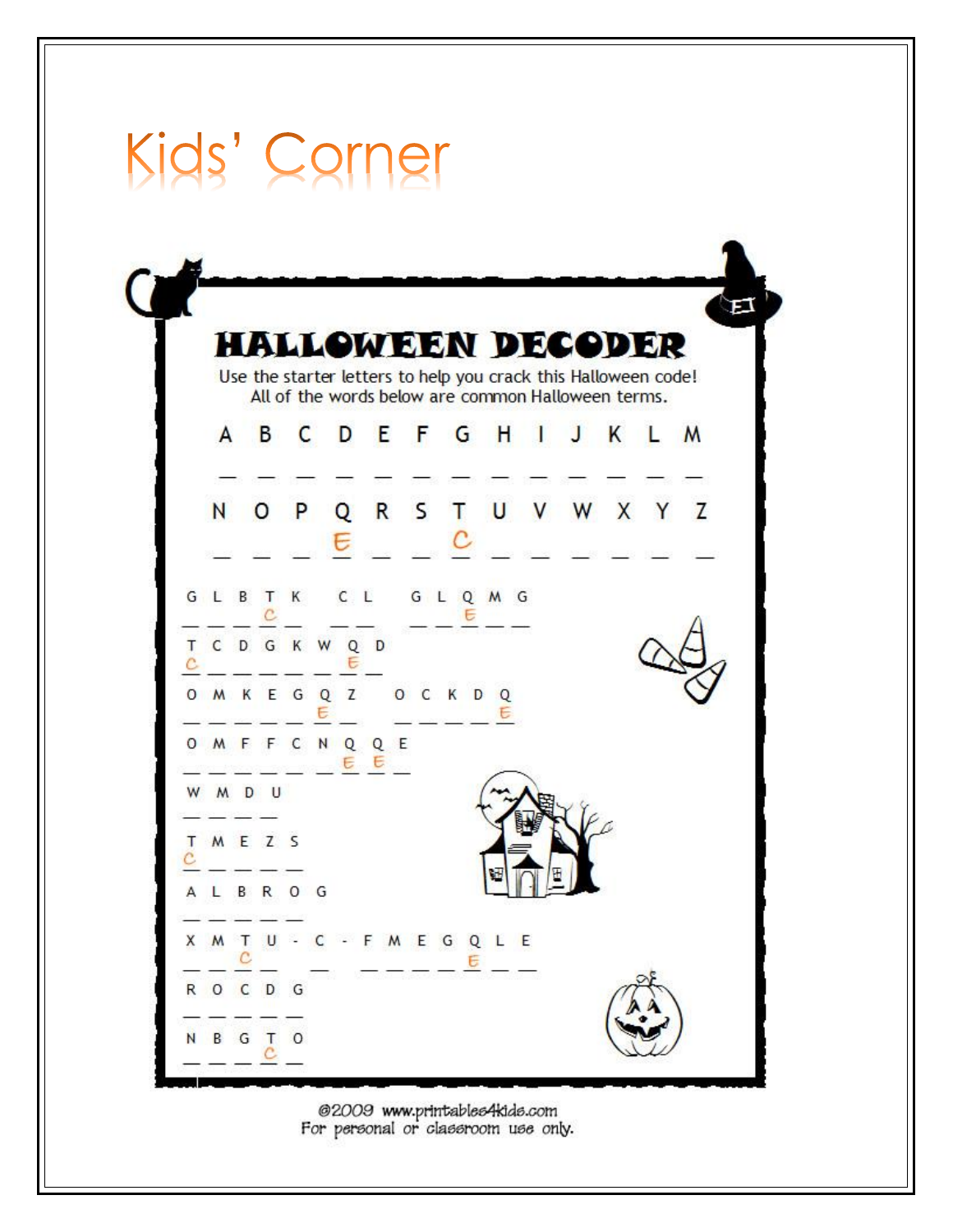# Kids' Corner

## HALLOWEEN DECODER

Use the starter letters to help you crack this Halloween code!
All of the words below are common Halloween terms.

| A | B | C | D | E | F | G | H | I | J | K | L | M |
|---|---|---|---|---|---|---|---|---|---|---|---|---|
| _ | _ | _ | _ | _ | _ | _ | _ | _ | _ | _ | _ | _ |

| N | O | P | Q | R | S | T | U | V | W | X | Y | Z |
|---|---|---|---|---|---|---|---|---|---|---|---|---|
| _ | _ | _ | E | _ | _ | C | _ | _ | _ | _ | _ | _ |

G L B T K  C L  G L Q M G
_ _ _ C _  _ _  _ _ E _ _

T C D G K W Q D
C _ _ _ _ _ E _

O M K E G Q Z  O C K D Q
_ _ _ _ _ E _  _ _ _ _ E

O M F F C N Q Q E
_ _ _ _ _ _ E E _

W M D U
_ _ _ _

T M E Z S
C _ _ _ _

A L B R O G
_ _ _ _ _ _

X M T U - C - F M E G Q L E
_ _ C _ - _ - _ _ _ _ E _ _

R O C D G
_ _ _ _ _

N B G T O
_ _ _ C _

©2009 www.printables4kids.com
For personal or classroom use only.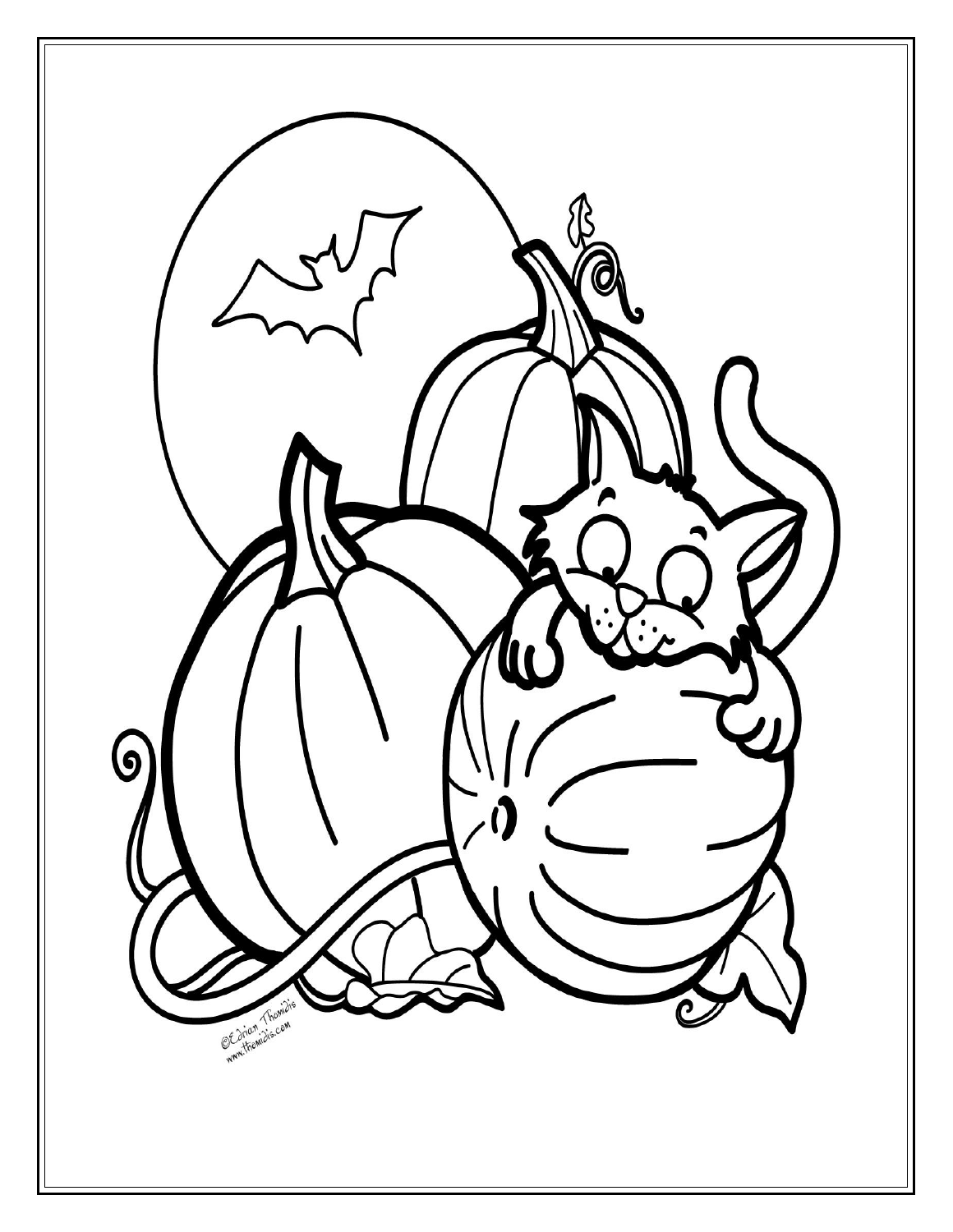©Edrian Themidis
www.themidis.com